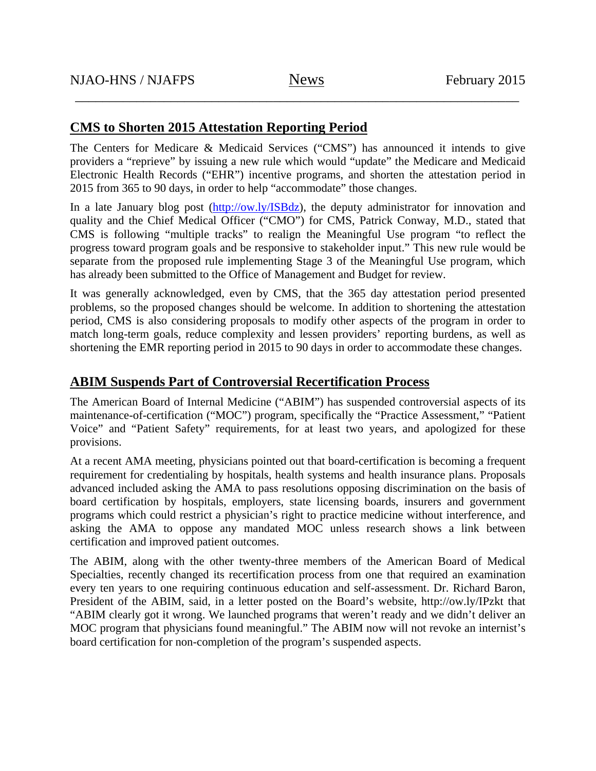NJAO-HNS / NJAFPS News February 2015

## CMS to Shorten 2015 Attestation Reporting Period

The Centers for Medicare & Medicaid Services ("CMS") has announced it intends to give providers a "reprieve" by issuing a new rule which would "update" the Medicare and Medicaid Electronic Health Records ("EHR") incentive programs, and shorten the attestation period in 2015 from 365 to 90 days, in order to help "accommodate" those changes.

In a late January blog post (http://ow.ly/ISBdz), the deputy administrator for innovation and quality and the Chief Medical Officer ("CMO") for CMS, Patrick Conway, M.D., stated that CMS is following "multiple tracks" to realign the Meaningful Use program "to reflect the progress toward program goals and be responsive to stakeholder input." This new rule would be separate from the proposed rule implementing Stage 3 of the Meaningful Use program, which has already been submitted to the Office of Management and Budget for review.

It was generally acknowledged, even by CMS, that the 365 day attestation period presented problems, so the proposed changes should be welcome. In addition to shortening the attestation period, CMS is also considering proposals to modify other aspects of the program in order to match long-term goals, reduce complexity and lessen providers' reporting burdens, as well as shortening the EMR reporting period in 2015 to 90 days in order to accommodate these changes.

## ABIM Suspends Part of Controversial Recertification Process

The American Board of Internal Medicine ("ABIM") has suspended controversial aspects of its maintenance-of-certification ("MOC") program, specifically the "Practice Assessment," "Patient Voice" and "Patient Safety" requirements, for at least two years, and apologized for these provisions.

At a recent AMA meeting, physicians pointed out that board-certification is becoming a frequent requirement for credentialing by hospitals, health systems and health insurance plans. Proposals advanced included asking the AMA to pass resolutions opposing discrimination on the basis of board certification by hospitals, employers, state licensing boards, insurers and government programs which could restrict a physician's right to practice medicine without interference, and asking the AMA to oppose any mandated MOC unless research shows a link between certification and improved patient outcomes.

The ABIM, along with the other twenty-three members of the American Board of Medical Specialties, recently changed its recertification process from one that required an examination every ten years to one requiring continuous education and self-assessment. Dr. Richard Baron, President of the ABIM, said, in a letter posted on the Board's website, http://ow.ly/IPzkt that "ABIM clearly got it wrong. We launched programs that weren't ready and we didn't deliver an MOC program that physicians found meaningful." The ABIM now will not revoke an internist's board certification for non-completion of the program's suspended aspects.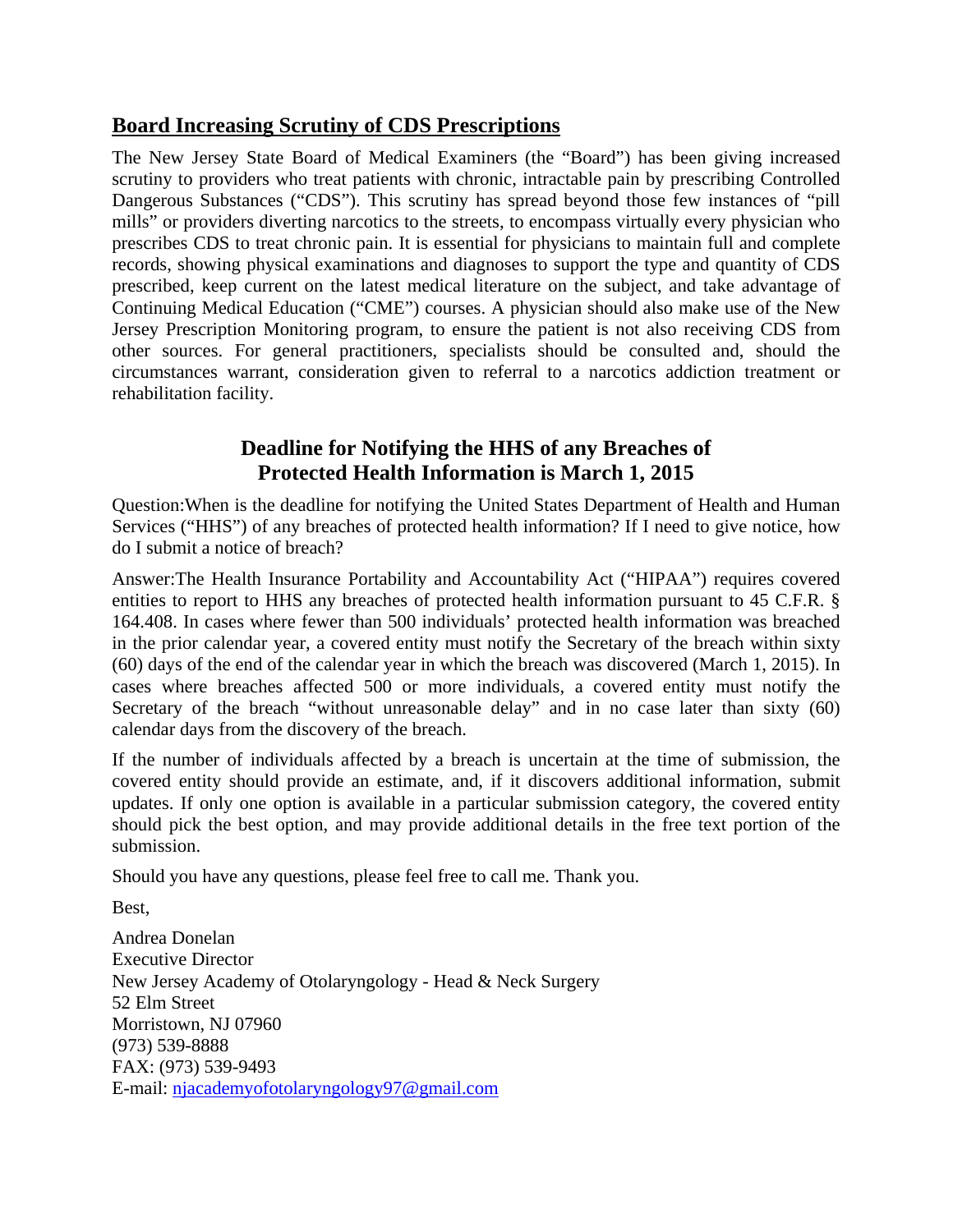## Board Increasing Scrutiny of CDS Prescriptions

The New Jersey State Board of Medical Examiners (the "Board") has been giving increased scrutiny to providers who treat patients with chronic, intractable pain by prescribing Controlled Dangerous Substances ("CDS"). This scrutiny has spread beyond those few instances of "pill mills" or providers diverting narcotics to the streets, to encompass virtually every physician who prescribes CDS to treat chronic pain. It is essential for physicians to maintain full and complete records, showing physical examinations and diagnoses to support the type and quantity of CDS prescribed, keep current on the latest medical literature on the subject, and take advantage of Continuing Medical Education ("CME") courses. A physician should also make use of the New Jersey Prescription Monitoring program, to ensure the patient is not also receiving CDS from other sources. For general practitioners, specialists should be consulted and, should the circumstances warrant, consideration given to referral to a narcotics addiction treatment or rehabilitation facility.

## Deadline for Notifying the HHS of any Breaches of Protected Health Information is March 1, 2015

Question:When is the deadline for notifying the United States Department of Health and Human Services ("HHS") of any breaches of protected health information? If I need to give notice, how do I submit a notice of breach?

Answer:The Health Insurance Portability and Accountability Act ("HIPAA") requires covered entities to report to HHS any breaches of protected health information pursuant to 45 C.F.R. § 164.408. In cases where fewer than 500 individuals' protected health information was breached in the prior calendar year, a covered entity must notify the Secretary of the breach within sixty (60) days of the end of the calendar year in which the breach was discovered (March 1, 2015). In cases where breaches affected 500 or more individuals, a covered entity must notify the Secretary of the breach "without unreasonable delay" and in no case later than sixty (60) calendar days from the discovery of the breach.

If the number of individuals affected by a breach is uncertain at the time of submission, the covered entity should provide an estimate, and, if it discovers additional information, submit updates. If only one option is available in a particular submission category, the covered entity should pick the best option, and may provide additional details in the free text portion of the submission.

Should you have any questions, please feel free to call me. Thank you.

Best,

Andrea Donelan
Executive Director
New Jersey Academy of Otolaryngology - Head & Neck Surgery
52 Elm Street
Morristown, NJ 07960
(973) 539-8888
FAX: (973) 539-9493
E-mail: njacademyofotolaryngology97@gmail.com